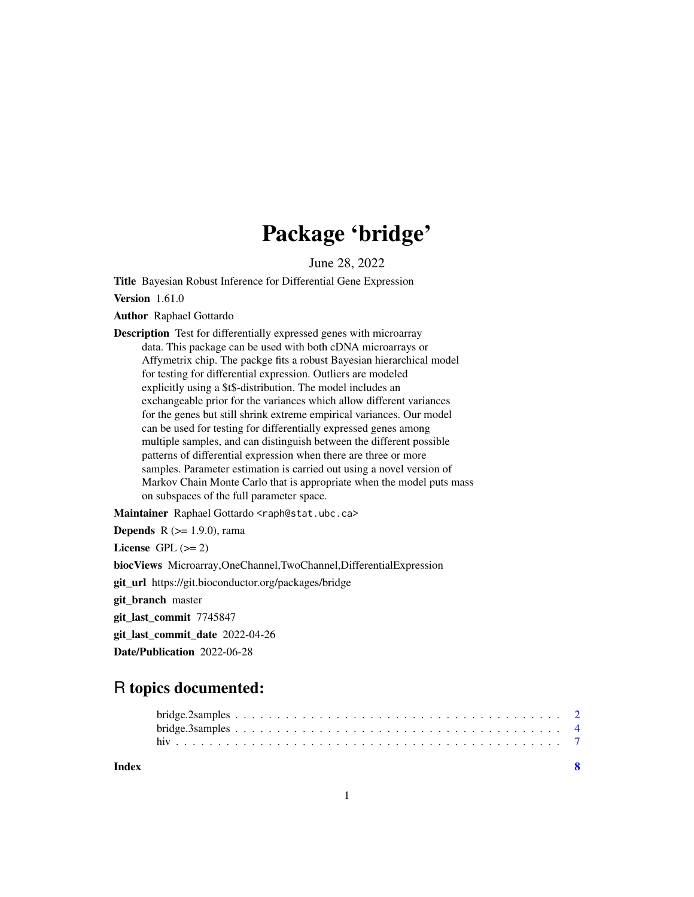# Package 'bridge'

June 28, 2022

**Title** Bayesian Robust Inference for Differential Gene Expression

**Version** 1.61.0

**Author** Raphael Gottardo

**Description** Test for differentially expressed genes with microarray data. This package can be used with both cDNA microarrays or Affymetrix chip. The packge fits a robust Bayesian hierarchical model for testing for differential expression. Outliers are modeled explicitly using a $t$-distribution. The model includes an exchangeable prior for the variances which allow different variances for the genes but still shrink extreme empirical variances. Our model can be used for testing for differentially expressed genes among multiple samples, and can distinguish between the different possible patterns of differential expression when there are three or more samples. Parameter estimation is carried out using a novel version of Markov Chain Monte Carlo that is appropriate when the model puts mass on subspaces of the full parameter space.

**Maintainer** Raphael Gottardo <raph@stat.ubc.ca>

**Depends** R (>= 1.9.0), rama

**License** GPL (>= 2)

**biocViews** Microarray,OneChannel,TwoChannel,DifferentialExpression

**git_url** https://git.bioconductor.org/packages/bridge

**git_branch** master

**git_last_commit** 7745847

**git_last_commit_date** 2022-04-26

**Date/Publication** 2022-06-28

## R topics documented:

- bridge.2samples . . . . . . . . . . . . . . . . . . . . . . . . . . . . . . . . . . . . . 2
- bridge.3samples . . . . . . . . . . . . . . . . . . . . . . . . . . . . . . . . . . . . . 4
- hiv . . . . . . . . . . . . . . . . . . . . . . . . . . . . . . . . . . . . . . . . . . . 7

**Index** **8**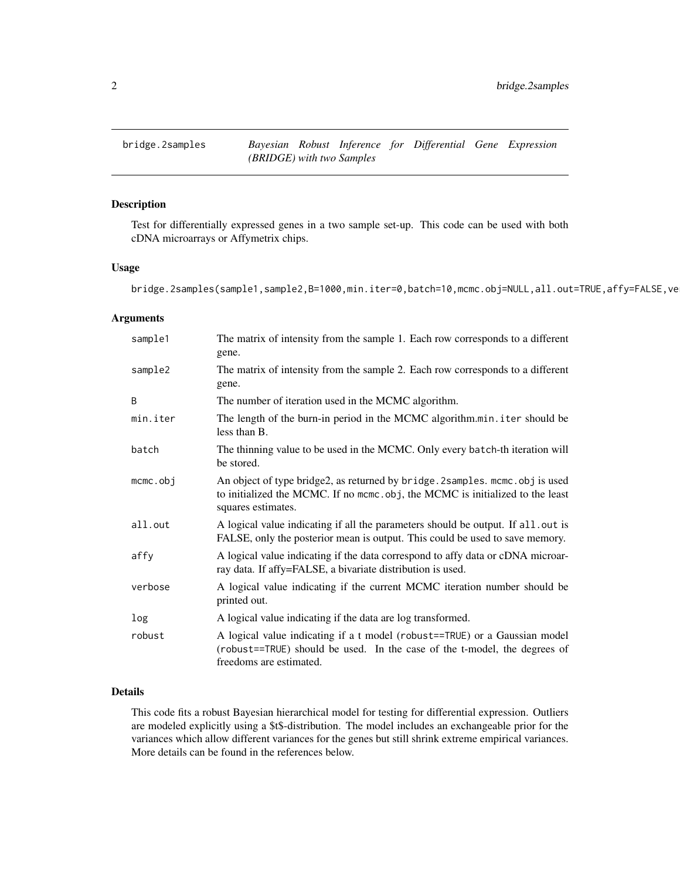## bridge.2samples — *Bayesian Robust Inference for Differential Gene Expression (BRIDGE) with two Samples*

### Description

Test for differentially expressed genes in a two sample set-up. This code can be used with both cDNA microarrays or Affymetrix chips.

### Usage

```
bridge.2samples(sample1,sample2,B=1000,min.iter=0,batch=10,mcmc.obj=NULL,all.out=TRUE,affy=FALSE,ve
```

### Arguments

| | |
|---|---|
| sample1 | The matrix of intensity from the sample 1. Each row corresponds to a different gene. |
| sample2 | The matrix of intensity from the sample 2. Each row corresponds to a different gene. |
| B | The number of iteration used in the MCMC algorithm. |
| min.iter | The length of the burn-in period in the MCMC algorithm.min.iter should be less than B. |
| batch | The thinning value to be used in the MCMC. Only every batch-th iteration will be stored. |
| mcmc.obj | An object of type bridge2, as returned by bridge.2samples. mcmc.obj is used to initialized the MCMC. If no mcmc.obj, the MCMC is initialized to the least squares estimates. |
| all.out | A logical value indicating if all the parameters should be output. If all.out is FALSE, only the posterior mean is output. This could be used to save memory. |
| affy | A logical value indicating if the data correspond to affy data or cDNA microarray data. If affy=FALSE, a bivariate distribution is used. |
| verbose | A logical value indicating if the current MCMC iteration number should be printed out. |
| log | A logical value indicating if the data are log transformed. |
| robust | A logical value indicating if a t model (robust==TRUE) or a Gaussian model (robust==TRUE) should be used. In the case of the t-model, the degrees of freedoms are estimated. |

### Details

This code fits a robust Bayesian hierarchical model for testing for differential expression. Outliers are modeled explicitly using a $t$-distribution. The model includes an exchangeable prior for the variances which allow different variances for the genes but still shrink extreme empirical variances. More details can be found in the references below.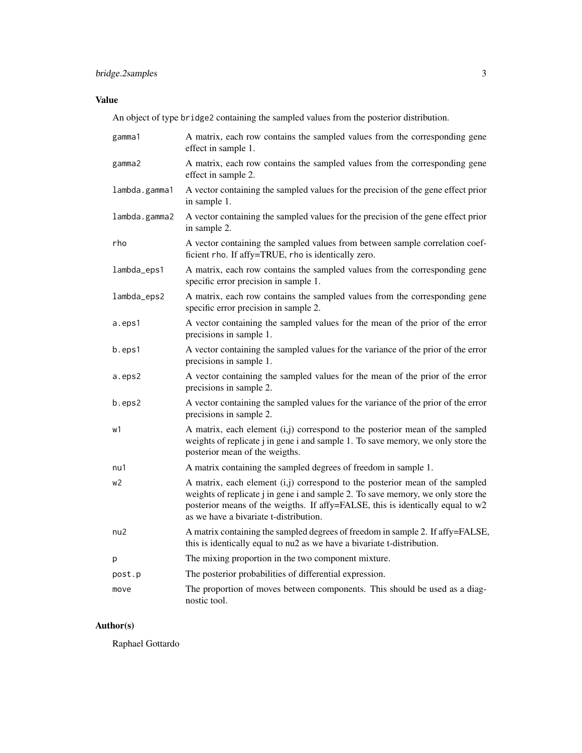## Value

An object of type `bridge2` containing the sampled values from the posterior distribution.

| | |
|---|---|
| `gamma1` | A matrix, each row contains the sampled values from the corresponding gene effect in sample 1. |
| `gamma2` | A matrix, each row contains the sampled values from the corresponding gene effect in sample 2. |
| `lambda.gamma1` | A vector containing the sampled values for the precision of the gene effect prior in sample 1. |
| `lambda.gamma2` | A vector containing the sampled values for the precision of the gene effect prior in sample 2. |
| `rho` | A vector containing the sampled values from between sample correlation coefficient `rho`. If affy=TRUE, `rho` is identically zero. |
| `lambda_eps1` | A matrix, each row contains the sampled values from the corresponding gene specific error precision in sample 1. |
| `lambda_eps2` | A matrix, each row contains the sampled values from the corresponding gene specific error precision in sample 2. |
| `a.eps1` | A vector containing the sampled values for the mean of the prior of the error precisions in sample 1. |
| `b.eps1` | A vector containing the sampled values for the variance of the prior of the error precisions in sample 1. |
| `a.eps2` | A vector containing the sampled values for the mean of the prior of the error precisions in sample 2. |
| `b.eps2` | A vector containing the sampled values for the variance of the prior of the error precisions in sample 2. |
| `w1` | A matrix, each element (i,j) correspond to the posterior mean of the sampled weights of replicate j in gene i and sample 1. To save memory, we only store the posterior mean of the weigths. |
| `nu1` | A matrix containing the sampled degrees of freedom in sample 1. |
| `w2` | A matrix, each element (i,j) correspond to the posterior mean of the sampled weights of replicate j in gene i and sample 2. To save memory, we only store the posterior means of the weigths. If affy=FALSE, this is identically equal to w2 as we have a bivariate t-distribution. |
| `nu2` | A matrix containing the sampled degrees of freedom in sample 2. If affy=FALSE, this is identically equal to nu2 as we have a bivariate t-distribution. |
| `p` | The mixing proportion in the two component mixture. |
| `post.p` | The posterior probabilities of differential expression. |
| `move` | The proportion of moves between components. This should be used as a diagnostic tool. |

## Author(s)

Raphael Gottardo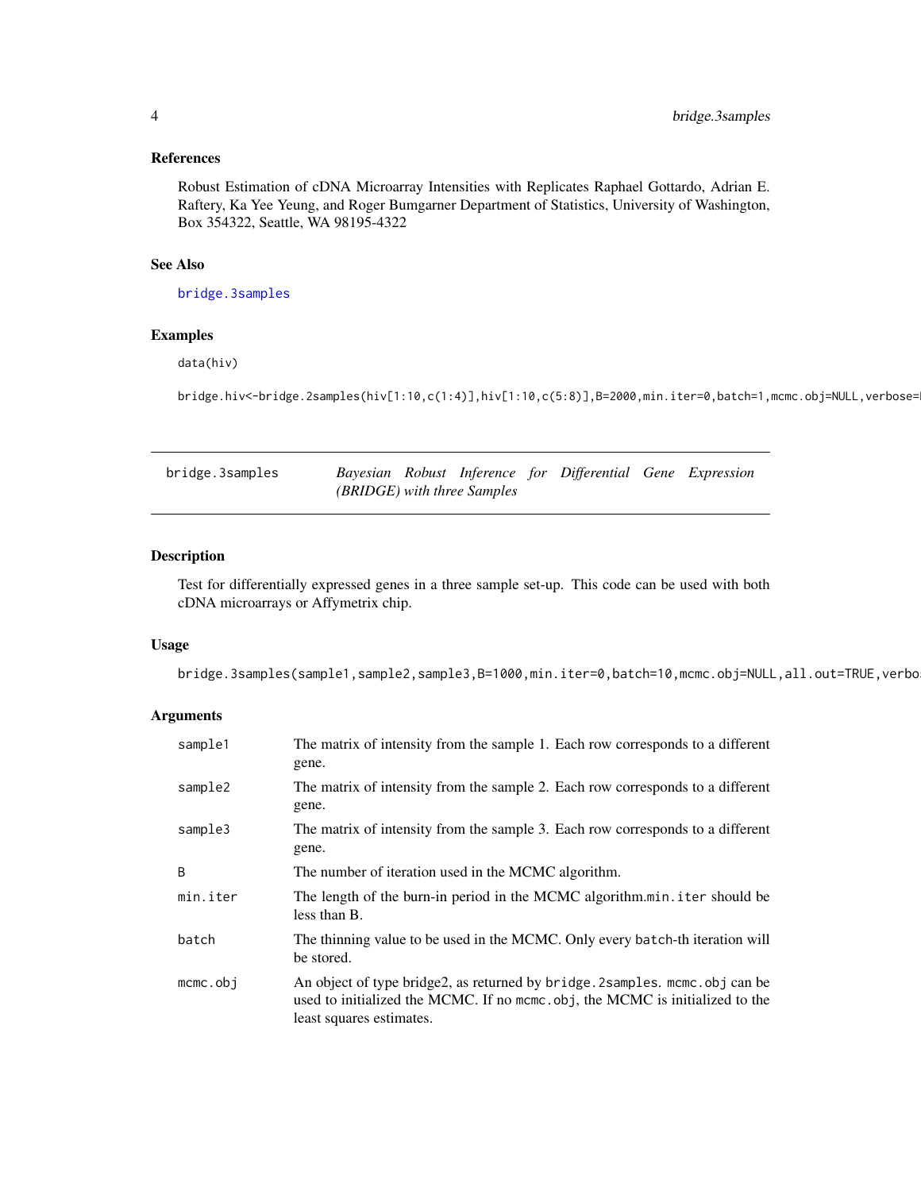### References

Robust Estimation of cDNA Microarray Intensities with Replicates Raphael Gottardo, Adrian E. Raftery, Ka Yee Yeung, and Roger Bumgarner Department of Statistics, University of Washington, Box 354322, Seattle, WA 98195-4322

### See Also

bridge.3samples

### Examples

```
data(hiv)

bridge.hiv<-bridge.2samples(hiv[1:10,c(1:4)],hiv[1:10,c(5:8)],B=2000,min.iter=0,batch=1,mcmc.obj=NULL,verbose=
```

---

## bridge.3samples — *Bayesian Robust Inference for Differential Gene Expression (BRIDGE) with three Samples*

### Description

Test for differentially expressed genes in a three sample set-up. This code can be used with both cDNA microarrays or Affymetrix chip.

### Usage

```
bridge.3samples(sample1,sample2,sample3,B=1000,min.iter=0,batch=10,mcmc.obj=NULL,all.out=TRUE,verbos
```

### Arguments

| | |
|---|---|
| sample1 | The matrix of intensity from the sample 1. Each row corresponds to a different gene. |
| sample2 | The matrix of intensity from the sample 2. Each row corresponds to a different gene. |
| sample3 | The matrix of intensity from the sample 3. Each row corresponds to a different gene. |
| B | The number of iteration used in the MCMC algorithm. |
| min.iter | The length of the burn-in period in the MCMC algorithm.min.iter should be less than B. |
| batch | The thinning value to be used in the MCMC. Only every batch-th iteration will be stored. |
| mcmc.obj | An object of type bridge2, as returned by bridge.2samples. mcmc.obj can be used to initialized the MCMC. If no mcmc.obj, the MCMC is initialized to the least squares estimates. |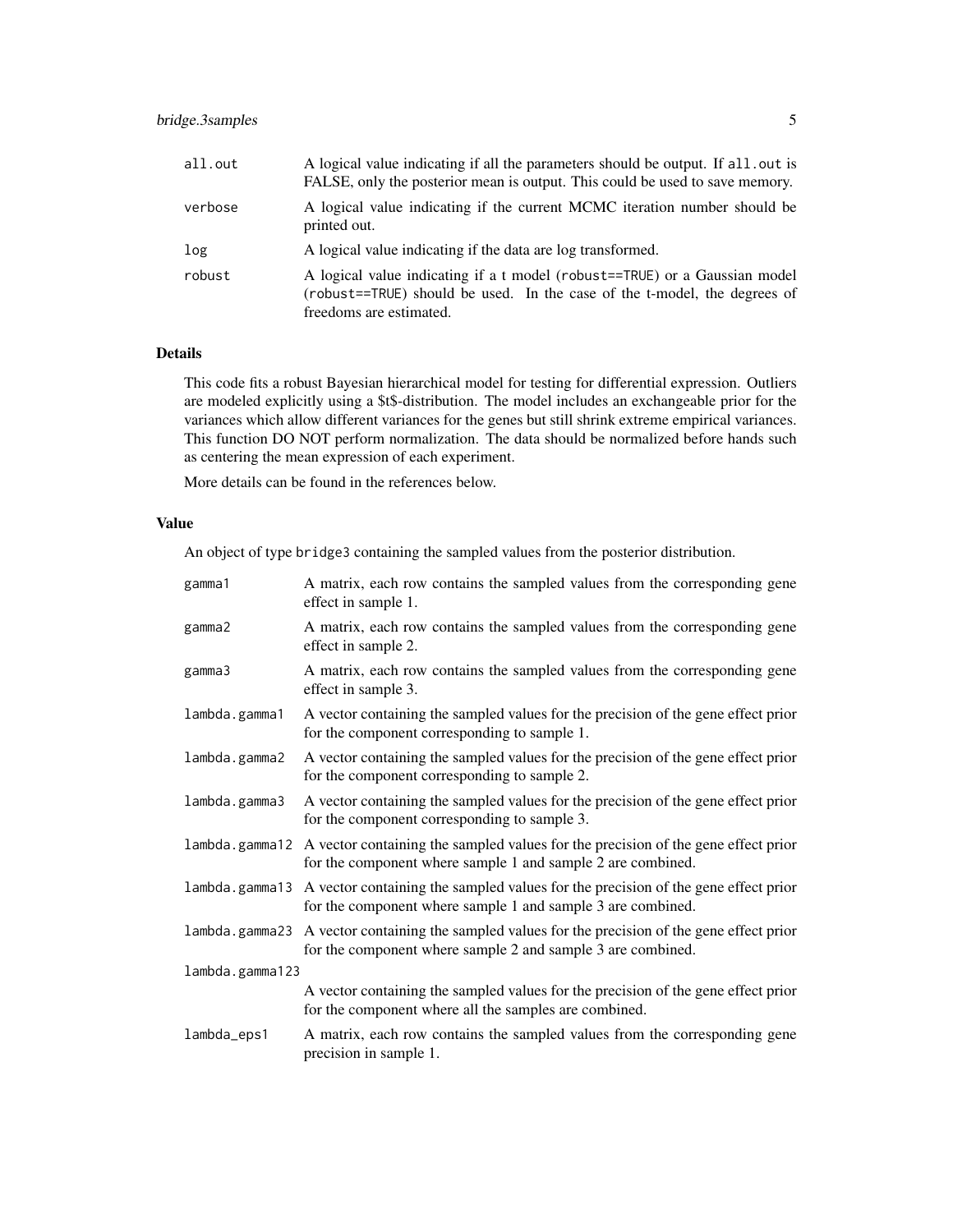| | |
|---|---|
| all.out | A logical value indicating if all the parameters should be output. If all.out is FALSE, only the posterior mean is output. This could be used to save memory. |
| verbose | A logical value indicating if the current MCMC iteration number should be printed out. |
| log | A logical value indicating if the data are log transformed. |
| robust | A logical value indicating if a t model (robust==TRUE) or a Gaussian model (robust==TRUE) should be used. In the case of the t-model, the degrees of freedoms are estimated. |

### Details

This code fits a robust Bayesian hierarchical model for testing for differential expression. Outliers are modeled explicitly using a $t$-distribution. The model includes an exchangeable prior for the variances which allow different variances for the genes but still shrink extreme empirical variances. This function DO NOT perform normalization. The data should be normalized before hands such as centering the mean expression of each experiment.

More details can be found in the references below.

### Value

An object of type bridge3 containing the sampled values from the posterior distribution.

| | |
|---|---|
| gamma1 | A matrix, each row contains the sampled values from the corresponding gene effect in sample 1. |
| gamma2 | A matrix, each row contains the sampled values from the corresponding gene effect in sample 2. |
| gamma3 | A matrix, each row contains the sampled values from the corresponding gene effect in sample 3. |
| lambda.gamma1 | A vector containing the sampled values for the precision of the gene effect prior for the component corresponding to sample 1. |
| lambda.gamma2 | A vector containing the sampled values for the precision of the gene effect prior for the component corresponding to sample 2. |
| lambda.gamma3 | A vector containing the sampled values for the precision of the gene effect prior for the component corresponding to sample 3. |
| lambda.gamma12 | A vector containing the sampled values for the precision of the gene effect prior for the component where sample 1 and sample 2 are combined. |
| lambda.gamma13 | A vector containing the sampled values for the precision of the gene effect prior for the component where sample 1 and sample 3 are combined. |
| lambda.gamma23 | A vector containing the sampled values for the precision of the gene effect prior for the component where sample 2 and sample 3 are combined. |
| lambda.gamma123 | A vector containing the sampled values for the precision of the gene effect prior for the component where all the samples are combined. |
| lambda_eps1 | A matrix, each row contains the sampled values from the corresponding gene precision in sample 1. |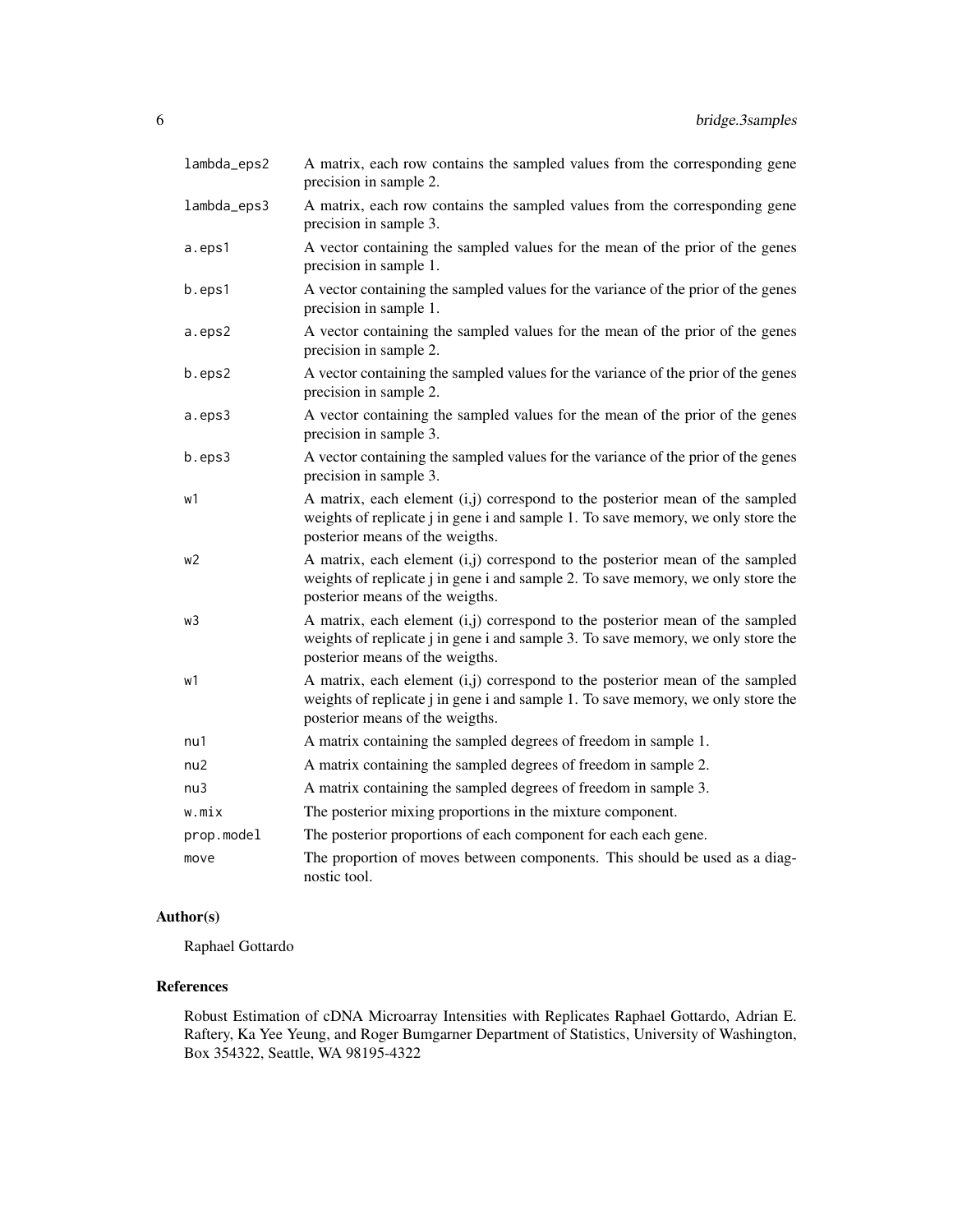| | |
|---|---|
| `lambda_eps2` | A matrix, each row contains the sampled values from the corresponding gene precision in sample 2. |
| `lambda_eps3` | A matrix, each row contains the sampled values from the corresponding gene precision in sample 3. |
| `a.eps1` | A vector containing the sampled values for the mean of the prior of the genes precision in sample 1. |
| `b.eps1` | A vector containing the sampled values for the variance of the prior of the genes precision in sample 1. |
| `a.eps2` | A vector containing the sampled values for the mean of the prior of the genes precision in sample 2. |
| `b.eps2` | A vector containing the sampled values for the variance of the prior of the genes precision in sample 2. |
| `a.eps3` | A vector containing the sampled values for the mean of the prior of the genes precision in sample 3. |
| `b.eps3` | A vector containing the sampled values for the variance of the prior of the genes precision in sample 3. |
| `w1` | A matrix, each element (i,j) correspond to the posterior mean of the sampled weights of replicate j in gene i and sample 1. To save memory, we only store the posterior means of the weigths. |
| `w2` | A matrix, each element (i,j) correspond to the posterior mean of the sampled weights of replicate j in gene i and sample 2. To save memory, we only store the posterior means of the weigths. |
| `w3` | A matrix, each element (i,j) correspond to the posterior mean of the sampled weights of replicate j in gene i and sample 3. To save memory, we only store the posterior means of the weigths. |
| `w1` | A matrix, each element (i,j) correspond to the posterior mean of the sampled weights of replicate j in gene i and sample 1. To save memory, we only store the posterior means of the weigths. |
| `nu1` | A matrix containing the sampled degrees of freedom in sample 1. |
| `nu2` | A matrix containing the sampled degrees of freedom in sample 2. |
| `nu3` | A matrix containing the sampled degrees of freedom in sample 3. |
| `w.mix` | The posterior mixing proportions in the mixture component. |
| `prop.model` | The posterior proportions of each component for each each gene. |
| `move` | The proportion of moves between components. This should be used as a diagnostic tool. |

## Author(s)

Raphael Gottardo

## References

Robust Estimation of cDNA Microarray Intensities with Replicates Raphael Gottardo, Adrian E. Raftery, Ka Yee Yeung, and Roger Bumgarner Department of Statistics, University of Washington, Box 354322, Seattle, WA 98195-4322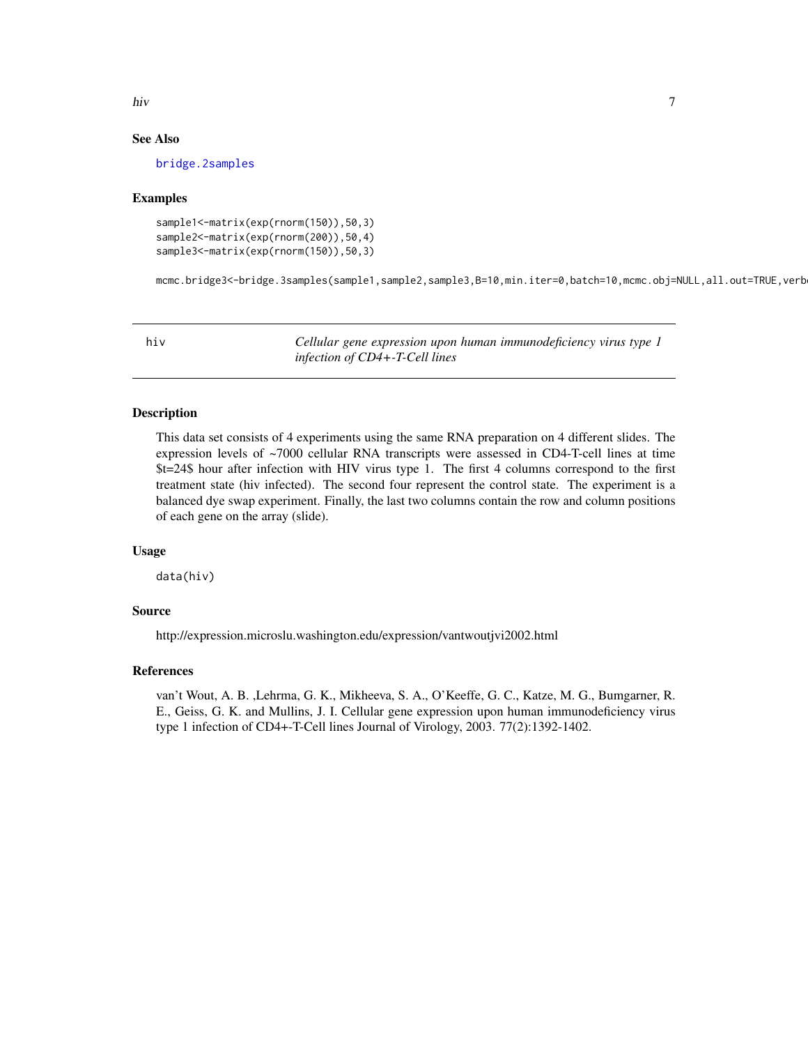## See Also

bridge.2samples

## Examples

```
sample1<-matrix(exp(rnorm(150)),50,3)
sample2<-matrix(exp(rnorm(200)),50,4)
sample3<-matrix(exp(rnorm(150)),50,3)

mcmc.bridge3<-bridge.3samples(sample1,sample2,sample3,B=10,min.iter=0,batch=10,mcmc.obj=NULL,all.out=TRUE,verb
```

---

# hiv — *Cellular gene expression upon human immunodeficiency virus type 1 infection of CD4+-T-Cell lines*

## Description

This data set consists of 4 experiments using the same RNA preparation on 4 different slides. The expression levels of ~7000 cellular RNA transcripts were assessed in CD4-T-cell lines at time $t=24$ hour after infection with HIV virus type 1. The first 4 columns correspond to the first treatment state (hiv infected). The second four represent the control state. The experiment is a balanced dye swap experiment. Finally, the last two columns contain the row and column positions of each gene on the array (slide).

## Usage

```
data(hiv)
```

## Source

http://expression.microslu.washington.edu/expression/vantwoutjvi2002.html

## References

van't Wout, A. B. ,Lehrma, G. K., Mikheeva, S. A., O'Keeffe, G. C., Katze, M. G., Bumgarner, R. E., Geiss, G. K. and Mullins, J. I. Cellular gene expression upon human immunodeficiency virus type 1 infection of CD4+-T-Cell lines Journal of Virology, 2003. 77(2):1392-1402.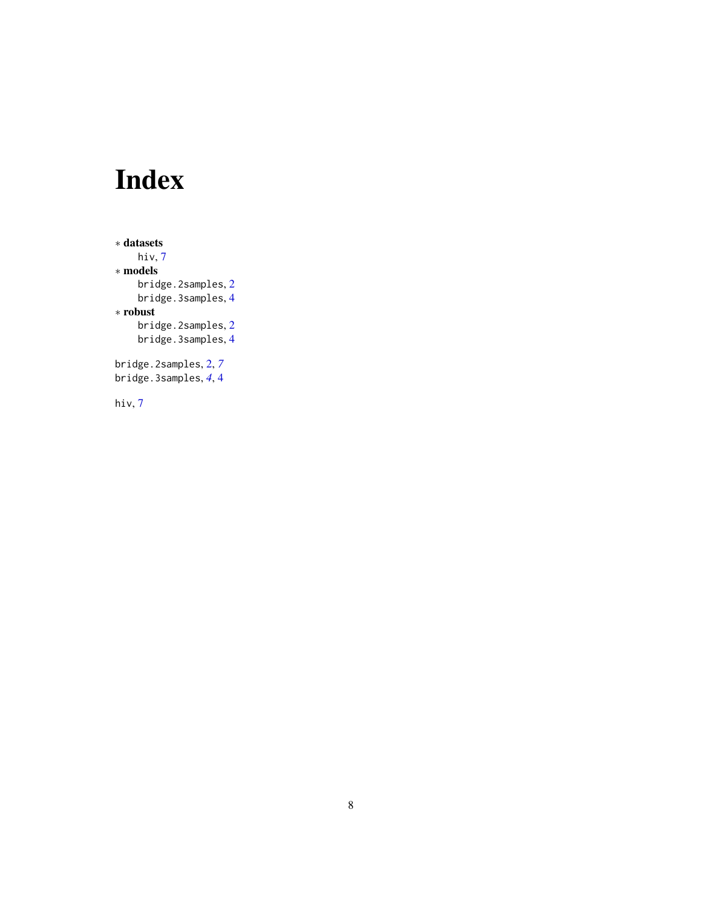# Index

∗ **datasets**
    hiv, 7
∗ **models**
    bridge.2samples, 2
    bridge.3samples, 4
∗ **robust**
    bridge.2samples, 2
    bridge.3samples, 4

bridge.2samples, 2, *7*
bridge.3samples, *4*, 4

hiv, 7